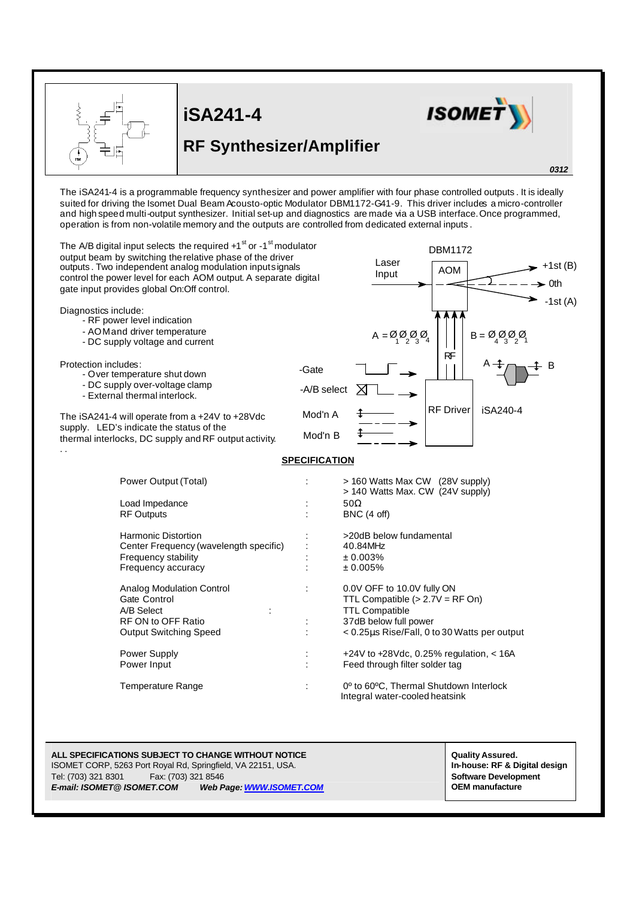# iSA241-4

## RF Synthesizer/Amplifier

**0312**

The iSA241-4 is a programmable frequency synthesizer and power amplifier with four phase controlled outputs. It is ideally suited for driving the Isomet Dual Beam Acousto-optic Modulator DBM1172-G41-9. This driver includes a micro-controller and high speed multi-output synthesizer. Initial set-up and diagnostics are made via a USB interface. Once programmed, operation is from non-volatile memory and the outputs are controlled from dedicated external inputs.

The A/B digital input selects the required +1[st] or -1[st] modulator output beam by switching the relative phase of the driver outputs. Two independent analog modulation input signals control the power level for each AOM output. A separate digital gate input provides global On:Off control.

Diagnostics include:

- RF power level indication
- AOM and driver temperature
- DC supply voltage and current

Protection includes:

- Over temperature shut down
- DC supply over-voltage clamp
- External thermal interlock.

The iSA241-4 will operate from a +24V to +28Vdc supply. LED's indicate the status of the thermal interlocks, DC supply and RF output activity.

DBM1172

Laser Input — AOM — +1st (B), 0th, -1st (A)

$A = Ø_1\,Ø_2\,Ø_3\,Ø_4$ $B = Ø_4\,Ø_3\,Ø_2\,Ø_1$

RF

-Gate, -A/B select, Mod'n A, Mod'n B — RF Driver iSA240-4

A — B

## SPECIFICATION

| Parameter | | Value |
|---|---|---|
| Power Output (Total) | : | > 160 Watts Max CW (28V supply)<br>> 140 Watts Max. CW (24V supply) |
| Load Impedance | : | 50Ω |
| RF Outputs | : | BNC (4 off) |
| Harmonic Distortion | : | >20dB below fundamental |
| Center Frequency (wavelength specific) | : | 40.84MHz |
| Frequency stability | : | ± 0.003% |
| Frequency accuracy | : | ± 0.005% |
| Analog Modulation Control | : | 0.0V OFF to 10.0V fully ON |
| Gate Control | | TTL Compatible (> 2.7V = RF On) |
| A/B Select | : | TTL Compatible |
| RF ON to OFF Ratio | : | 37dB below full power |
| Output Switching Speed | : | < 0.25µs Rise/Fall, 0 to 30 Watts per output |
| Power Supply | : | +24V to +28Vdc, 0.25% regulation, < 16A |
| Power Input | : | Feed through filter solder tag |
| Temperature Range | : | 0º to 60ºC, Thermal Shutdown Interlock<br>Integral water-cooled heatsink |

**ALL SPECIFICATIONS SUBJECT TO CHANGE WITHOUT NOTICE**
ISOMET CORP, 5263 Port Royal Rd, Springfield, VA 22151, USA.
Tel: (703) 321 8301 Fax: (703) 321 8546
***E-mail: ISOMET@ ISOMET.COM*** ***Web Page: WWW.ISOMET.COM***

**Quality Assured.**
**In-house: RF & Digital design**
**Software Development**
**OEM manufacture**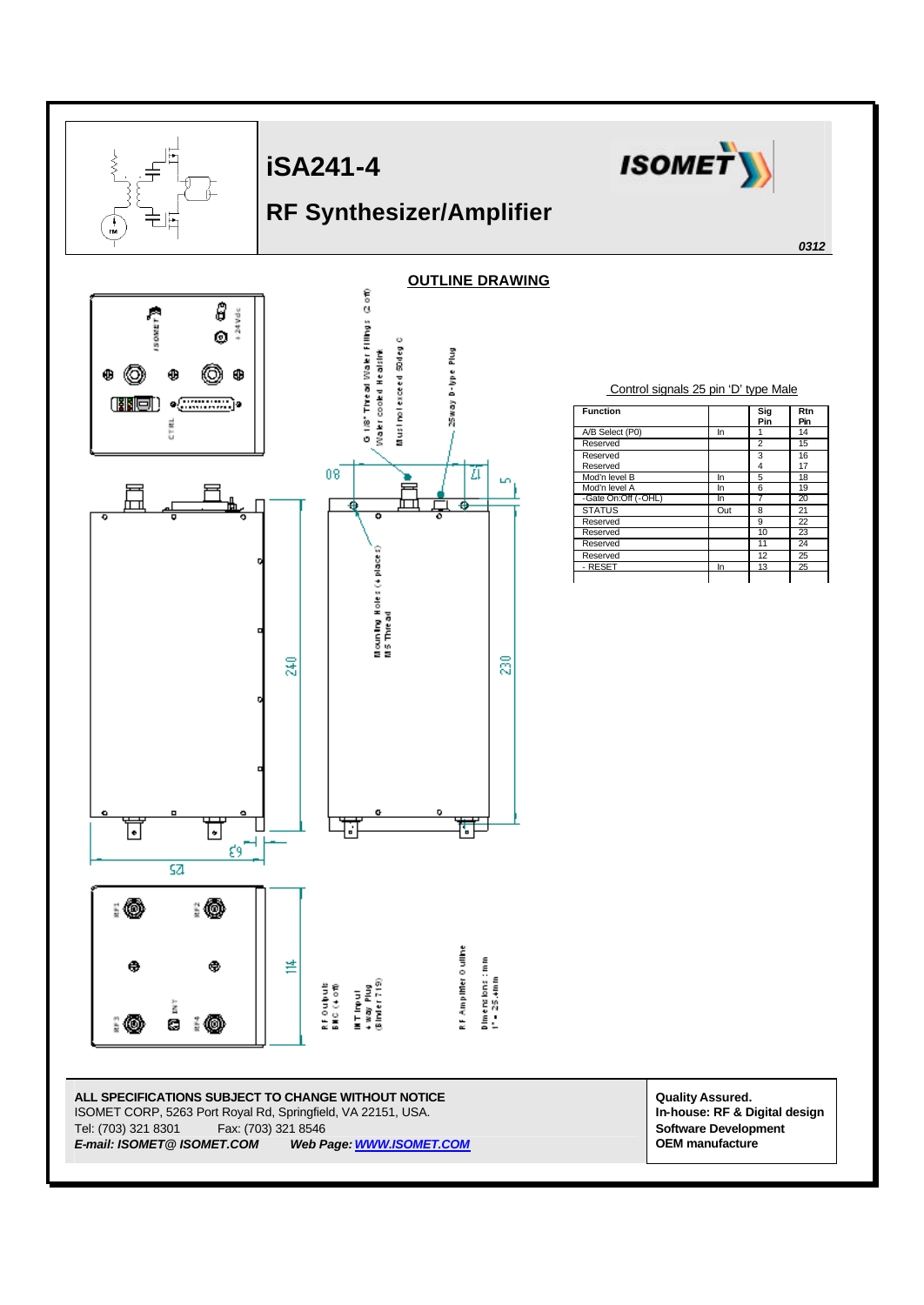# iSA241-4

## RF Synthesizer/Amplifier

0312

**OUTLINE DRAWING**

Control signals 25 pin 'D' type Male

| Function | | Sig Pin | Rtn Pin |
|---|---|---|---|
| A/B Select (P0) | In | 1 | 14 |
| Reserved | | 2 | 15 |
| Reserved | | 3 | 16 |
| Reserved | | 4 | 17 |
| Mod'n level B | In | 5 | 18 |
| Mod'n level A | In | 6 | 19 |
| -Gate On:Off (-OHL) | In | 7 | 20 |
| STATUS | Out | 8 | 21 |
| Reserved | | 9 | 22 |
| Reserved | | 10 | 23 |
| Reserved | | 11 | 24 |
| Reserved | | 12 | 25 |
| - RESET | In | 13 | 25 |

ISOMET

+24Vdc

CTRL

G 1/8" Thread Water Fittings (2 off)
Water cooled Heatsink
Must not exceed 50deg C

25way D-type Plug

80

17

5

Mounting Holes (4 places)
M5 Thread

240

230

63

125

114

RF1 RF2 RF3 RF4 INT

RF Output
BNC (4 off)

INT Input
4 Way Plug
(Binder 719)

RF Amplifier Outline

Dimensions : mm
1" = 25.4mm

**ALL SPECIFICATIONS SUBJECT TO CHANGE WITHOUT NOTICE**
ISOMET CORP, 5263 Port Royal Rd, Springfield, VA 22151, USA.
Tel: (703) 321 8301 Fax: (703) 321 8546
***E-mail: ISOMET@ ISOMET.COM*** ***Web Page: WWW.ISOMET.COM***

**Quality Assured.**
**In-house: RF & Digital design**
**Software Development**
**OEM manufacture**